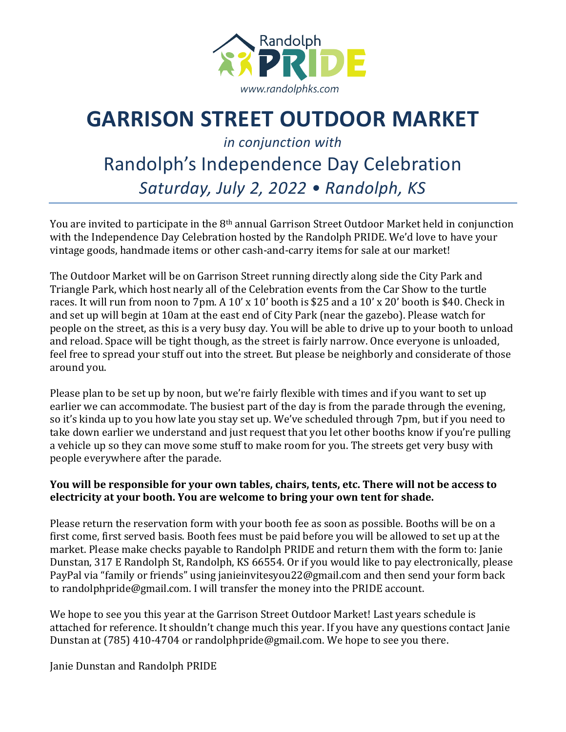Randolph PRIDE

www.randolphks.com

# GARRISON STREET OUTDOOR MARKET

*in conjunction with*

## Randolph's Independence Day Celebration

## *Saturday, July 2, 2022 • Randolph, KS*

---

You are invited to participate in the 8th annual Garrison Street Outdoor Market held in conjunction with the Independence Day Celebration hosted by the Randolph PRIDE. We'd love to have your vintage goods, handmade items or other cash-and-carry items for sale at our market!

The Outdoor Market will be on Garrison Street running directly along side the City Park and Triangle Park, which host nearly all of the Celebration events from the Car Show to the turtle races. It will run from noon to 7pm. A 10' x 10' booth is $25 and a 10' x 20' booth is $40. Check in and set up will begin at 10am at the east end of City Park (near the gazebo). Please watch for people on the street, as this is a very busy day. You will be able to drive up to your booth to unload and reload. Space will be tight though, as the street is fairly narrow. Once everyone is unloaded, feel free to spread your stuff out into the street. But please be neighborly and considerate of those around you.

Please plan to be set up by noon, but we're fairly flexible with times and if you want to set up earlier we can accommodate. The busiest part of the day is from the parade through the evening, so it's kinda up to you how late you stay set up. We've scheduled through 7pm, but if you need to take down earlier we understand and just request that you let other booths know if you're pulling a vehicle up so they can move some stuff to make room for you. The streets get very busy with people everywhere after the parade.

**You will be responsible for your own tables, chairs, tents, etc. There will not be access to electricity at your booth. You are welcome to bring your own tent for shade.**

Please return the reservation form with your booth fee as soon as possible. Booths will be on a first come, first served basis. Booth fees must be paid before you will be allowed to set up at the market. Please make checks payable to Randolph PRIDE and return them with the form to: Janie Dunstan, 317 E Randolph St, Randolph, KS 66554. Or if you would like to pay electronically, please PayPal via "family or friends" using janieinvitesyou22@gmail.com and then send your form back to randolphpride@gmail.com. I will transfer the money into the PRIDE account.

We hope to see you this year at the Garrison Street Outdoor Market! Last years schedule is attached for reference. It shouldn't change much this year. If you have any questions contact Janie Dunstan at (785) 410-4704 or randolphpride@gmail.com. We hope to see you there.

Janie Dunstan and Randolph PRIDE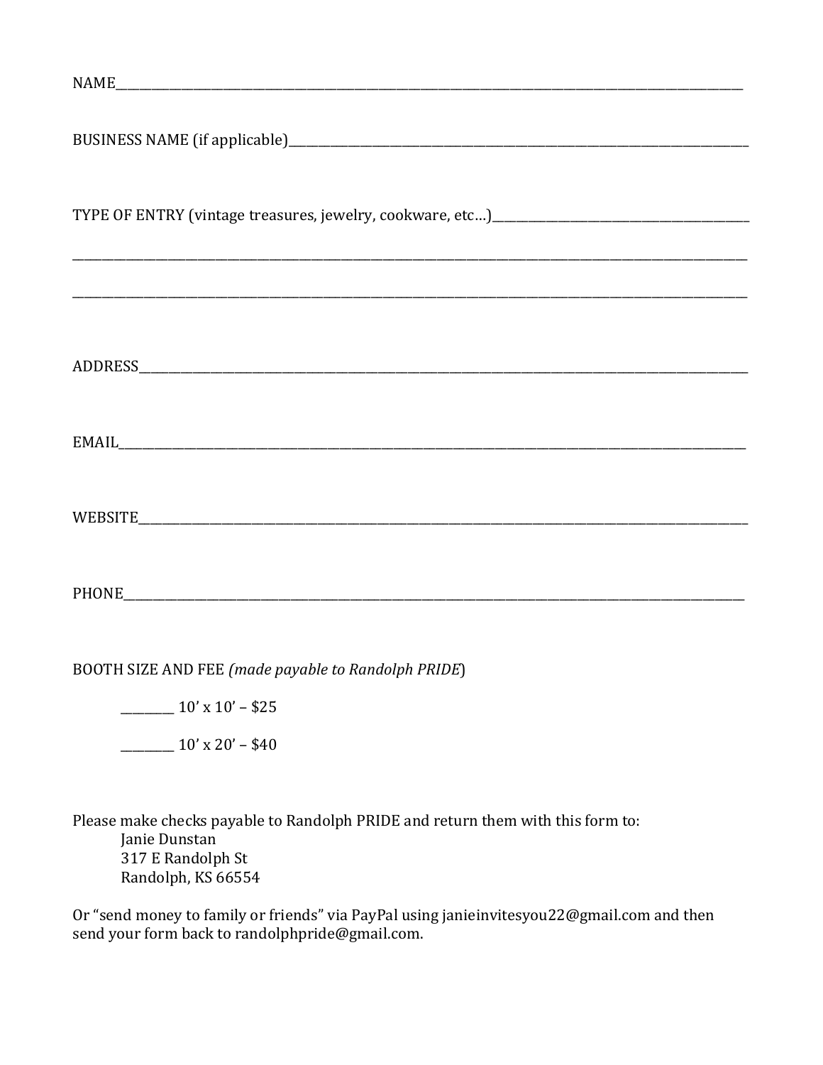NAME_______________________________________________________________________________________________

BUSINESS NAME (if applicable)_________________________________________________________________________

TYPE OF ENTRY (vintage treasures, jewelry, cookware, etc…)_______________________________________

___________________________________________________________________________________________________

___________________________________________________________________________________________________

ADDRESS____________________________________________________________________________________________

EMAIL______________________________________________________________________________________________

WEBSITE____________________________________________________________________________________________

PHONE______________________________________________________________________________________________

BOOTH SIZE AND FEE *(made payable to Randolph PRIDE)*

________ 10' x 10' – $25

________ 10' x 20' – $40

Please make checks payable to Randolph PRIDE and return them with this form to:
Janie Dunstan
317 E Randolph St
Randolph, KS 66554

Or "send money to family or friends" via PayPal using janieinvitesyou22@gmail.com and then send your form back to randolphpride@gmail.com.